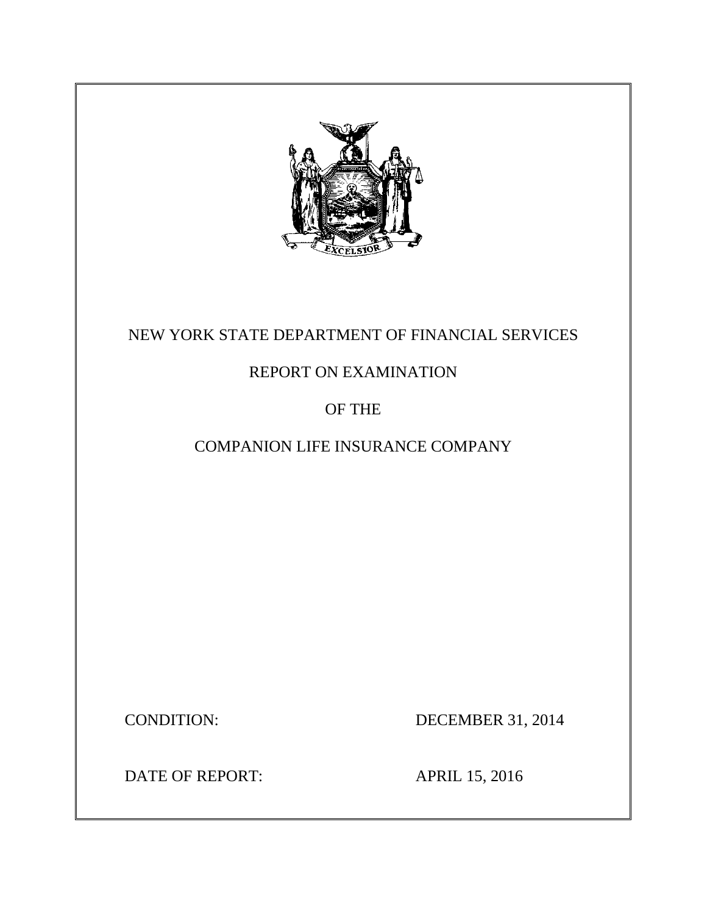NEW YORK STATE DEPARTMENT OF FINANCIAL SERVICES

REPORT ON EXAMINATION

OF THE

COMPANION LIFE INSURANCE COMPANY

CONDITION: DECEMBER 31, 2014

DATE OF REPORT: APRIL 15, 2016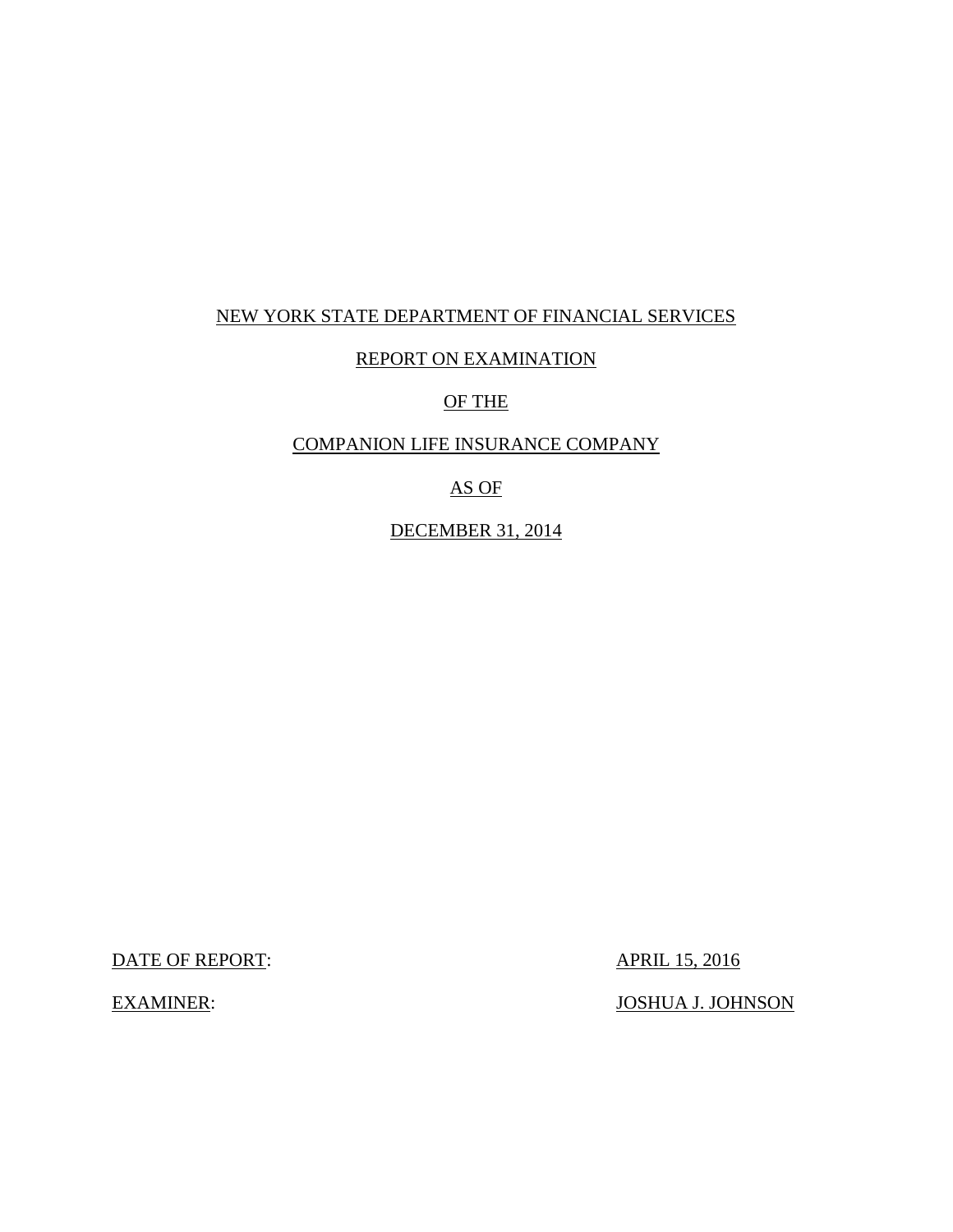NEW YORK STATE DEPARTMENT OF FINANCIAL SERVICES

REPORT ON EXAMINATION

OF THE

COMPANION LIFE INSURANCE COMPANY

AS OF

DECEMBER 31, 2014

DATE OF REPORT: APRIL 15, 2016

EXAMINER: JOSHUA J. JOHNSON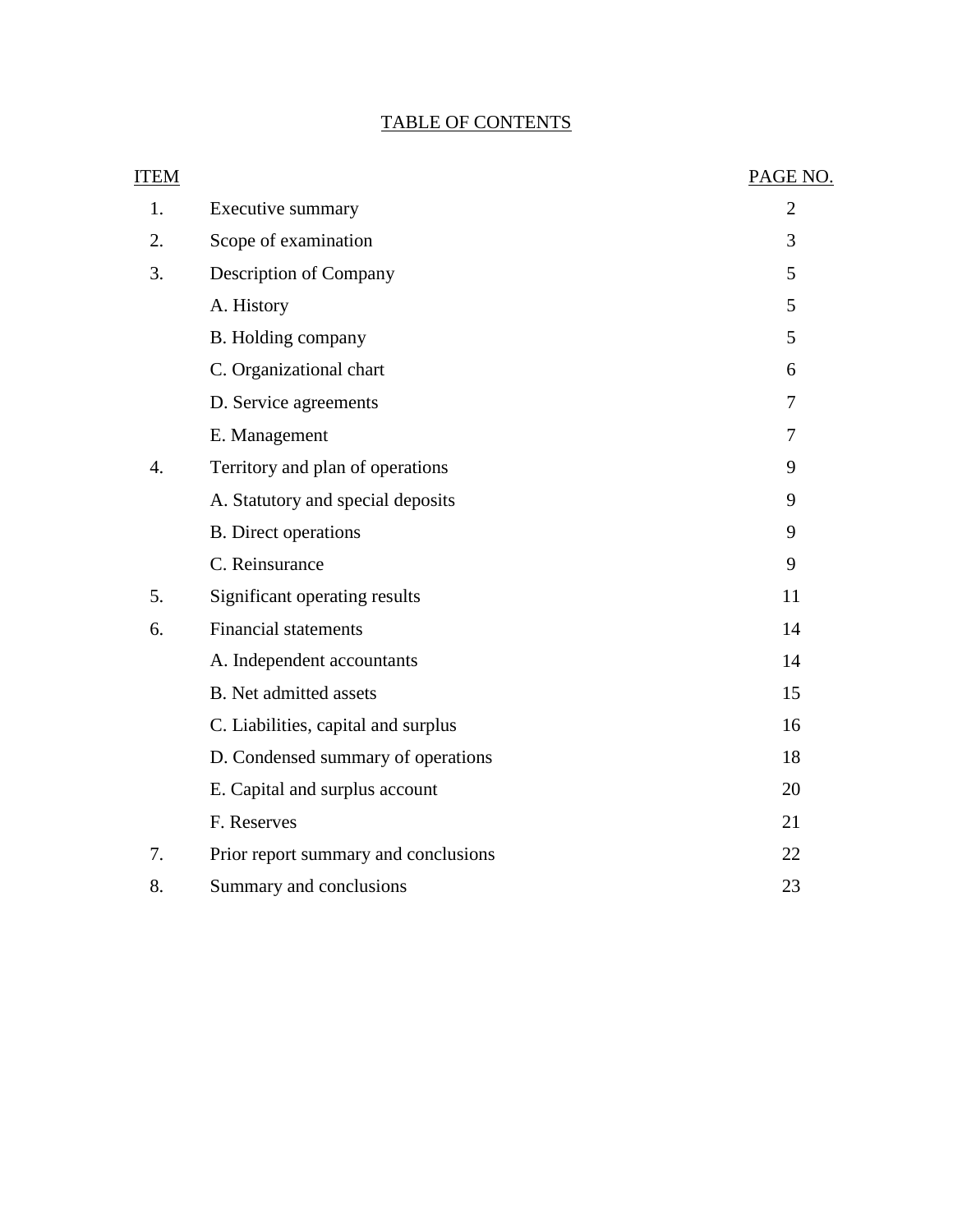## TABLE OF CONTENTS

| ITEM | | PAGE NO. |
|---|---|---|
| 1. | Executive summary | 2 |
| 2. | Scope of examination | 3 |
| 3. | Description of Company | 5 |
| | A. History | 5 |
| | B. Holding company | 5 |
| | C. Organizational chart | 6 |
| | D. Service agreements | 7 |
| | E. Management | 7 |
| 4. | Territory and plan of operations | 9 |
| | A. Statutory and special deposits | 9 |
| | B. Direct operations | 9 |
| | C. Reinsurance | 9 |
| 5. | Significant operating results | 11 |
| 6. | Financial statements | 14 |
| | A. Independent accountants | 14 |
| | B. Net admitted assets | 15 |
| | C. Liabilities, capital and surplus | 16 |
| | D. Condensed summary of operations | 18 |
| | E. Capital and surplus account | 20 |
| | F. Reserves | 21 |
| 7. | Prior report summary and conclusions | 22 |
| 8. | Summary and conclusions | 23 |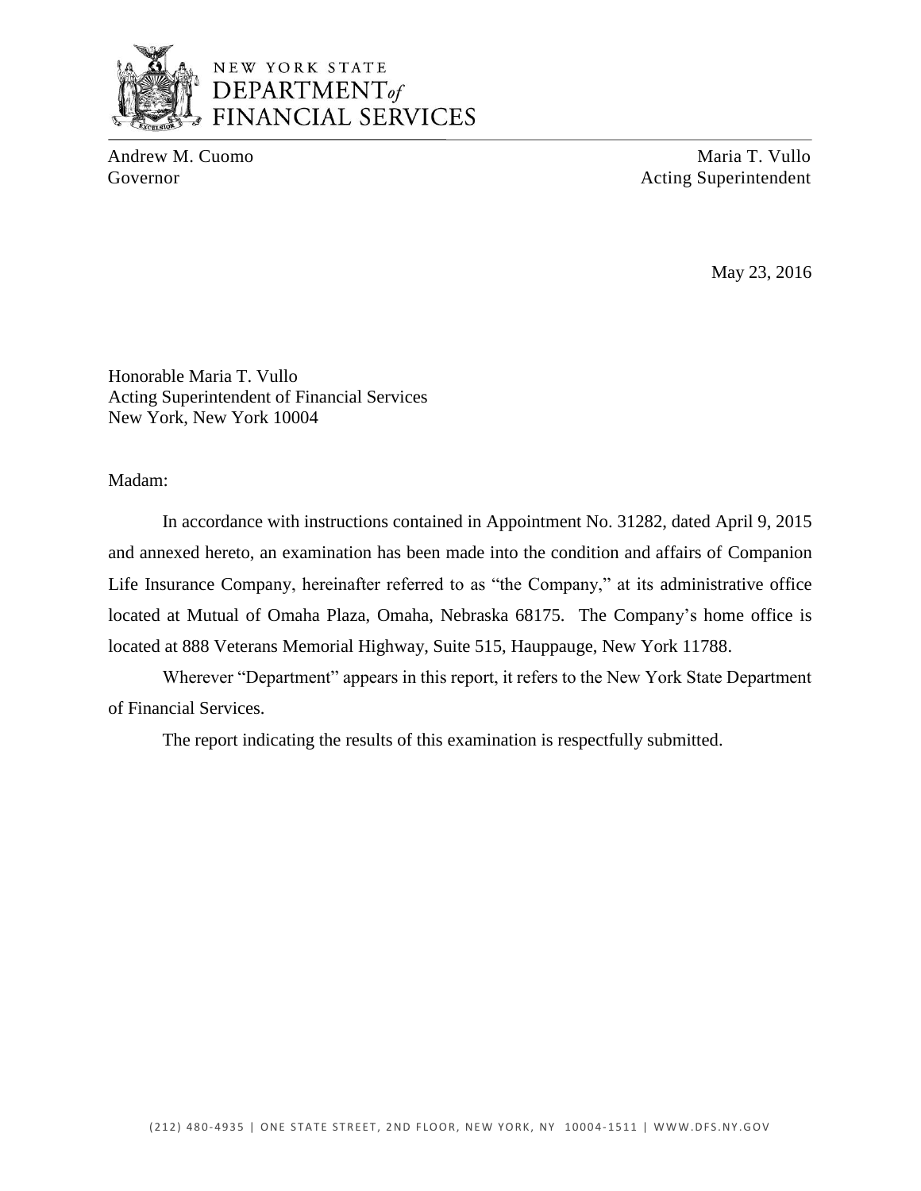NEW YORK STATE
DEPARTMENT *of*
FINANCIAL SERVICES

| Andrew M. Cuomo | Maria T. Vullo |
|---|---|
| Governor | Acting Superintendent |

May 23, 2016

Honorable Maria T. Vullo
Acting Superintendent of Financial Services
New York, New York 10004

Madam:

In accordance with instructions contained in Appointment No. 31282, dated April 9, 2015 and annexed hereto, an examination has been made into the condition and affairs of Companion Life Insurance Company, hereinafter referred to as "the Company," at its administrative office located at Mutual of Omaha Plaza, Omaha, Nebraska 68175. The Company's home office is located at 888 Veterans Memorial Highway, Suite 515, Hauppauge, New York 11788.

Wherever "Department" appears in this report, it refers to the New York State Department of Financial Services.

The report indicating the results of this examination is respectfully submitted.

(212) 480-4935 | ONE STATE STREET, 2ND FLOOR, NEW YORK, NY 10004-1511 | WWW.DFS.NY.GOV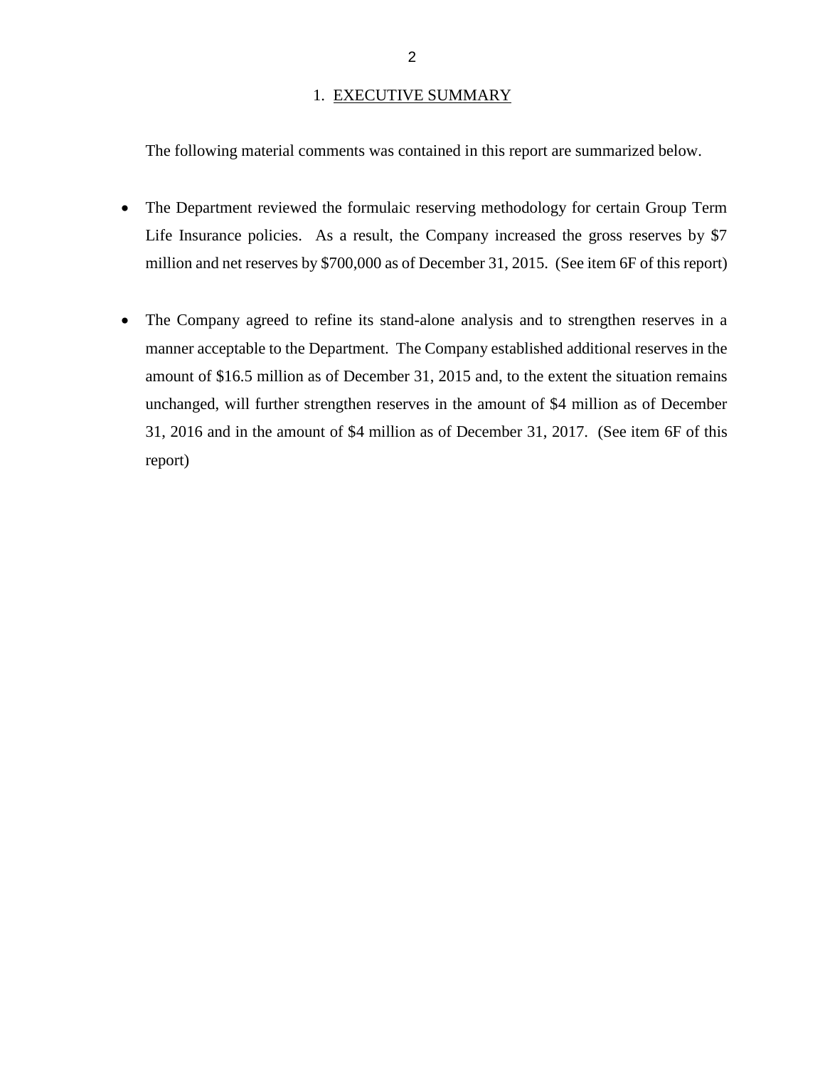## 1. EXECUTIVE SUMMARY

The following material comments was contained in this report are summarized below.

- The Department reviewed the formulaic reserving methodology for certain Group Term Life Insurance policies. As a result, the Company increased the gross reserves by $7 million and net reserves by $700,000 as of December 31, 2015. (See item 6F of this report)

- The Company agreed to refine its stand-alone analysis and to strengthen reserves in a manner acceptable to the Department. The Company established additional reserves in the amount of $16.5 million as of December 31, 2015 and, to the extent the situation remains unchanged, will further strengthen reserves in the amount of $4 million as of December 31, 2016 and in the amount of $4 million as of December 31, 2017. (See item 6F of this report)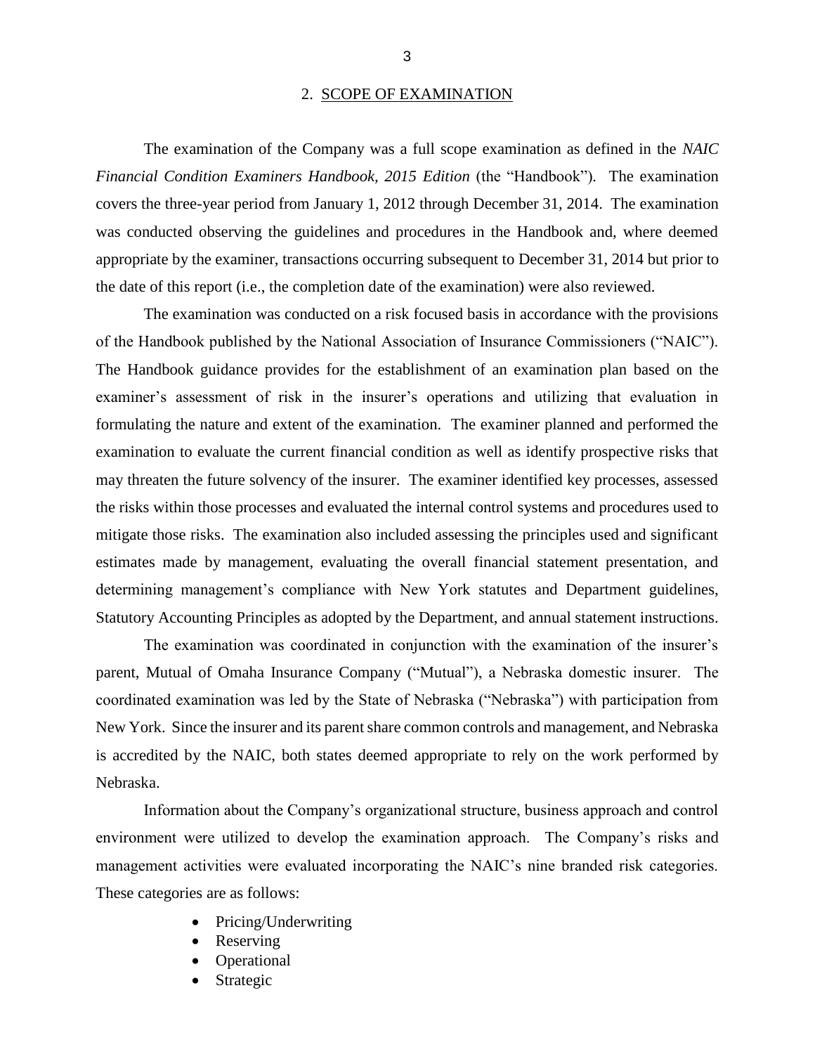## 2. SCOPE OF EXAMINATION

The examination of the Company was a full scope examination as defined in the *NAIC Financial Condition Examiners Handbook, 2015 Edition* (the "Handbook"). The examination covers the three-year period from January 1, 2012 through December 31, 2014. The examination was conducted observing the guidelines and procedures in the Handbook and, where deemed appropriate by the examiner, transactions occurring subsequent to December 31, 2014 but prior to the date of this report (i.e., the completion date of the examination) were also reviewed.

The examination was conducted on a risk focused basis in accordance with the provisions of the Handbook published by the National Association of Insurance Commissioners ("NAIC"). The Handbook guidance provides for the establishment of an examination plan based on the examiner's assessment of risk in the insurer's operations and utilizing that evaluation in formulating the nature and extent of the examination. The examiner planned and performed the examination to evaluate the current financial condition as well as identify prospective risks that may threaten the future solvency of the insurer. The examiner identified key processes, assessed the risks within those processes and evaluated the internal control systems and procedures used to mitigate those risks. The examination also included assessing the principles used and significant estimates made by management, evaluating the overall financial statement presentation, and determining management's compliance with New York statutes and Department guidelines, Statutory Accounting Principles as adopted by the Department, and annual statement instructions.

The examination was coordinated in conjunction with the examination of the insurer's parent, Mutual of Omaha Insurance Company ("Mutual"), a Nebraska domestic insurer. The coordinated examination was led by the State of Nebraska ("Nebraska") with participation from New York. Since the insurer and its parent share common controls and management, and Nebraska is accredited by the NAIC, both states deemed appropriate to rely on the work performed by Nebraska.

Information about the Company's organizational structure, business approach and control environment were utilized to develop the examination approach. The Company's risks and management activities were evaluated incorporating the NAIC's nine branded risk categories. These categories are as follows:

- Pricing/Underwriting
- Reserving
- Operational
- Strategic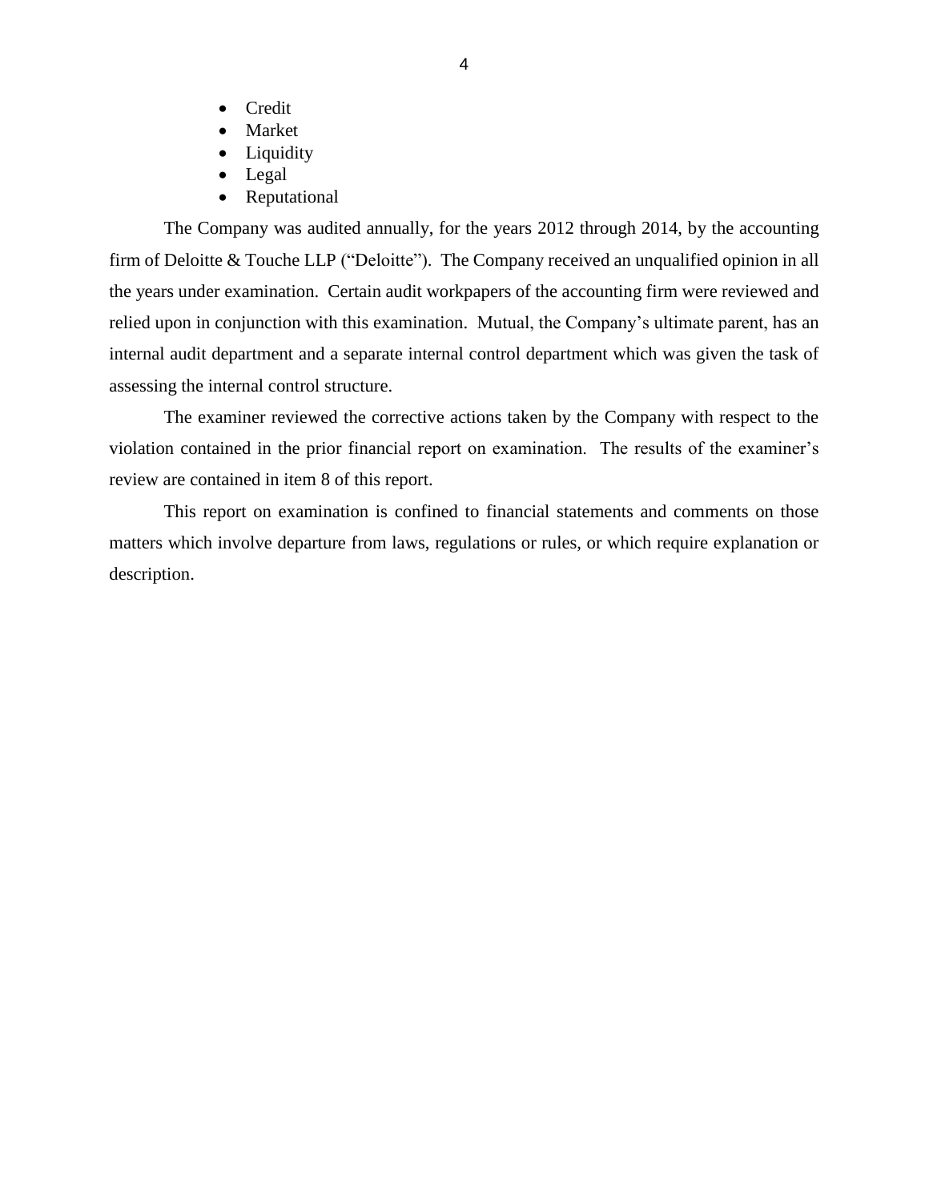- Credit
- Market
- Liquidity
- Legal
- Reputational

The Company was audited annually, for the years 2012 through 2014, by the accounting firm of Deloitte & Touche LLP ("Deloitte"). The Company received an unqualified opinion in all the years under examination. Certain audit workpapers of the accounting firm were reviewed and relied upon in conjunction with this examination. Mutual, the Company's ultimate parent, has an internal audit department and a separate internal control department which was given the task of assessing the internal control structure.

The examiner reviewed the corrective actions taken by the Company with respect to the violation contained in the prior financial report on examination. The results of the examiner's review are contained in item 8 of this report.

This report on examination is confined to financial statements and comments on those matters which involve departure from laws, regulations or rules, or which require explanation or description.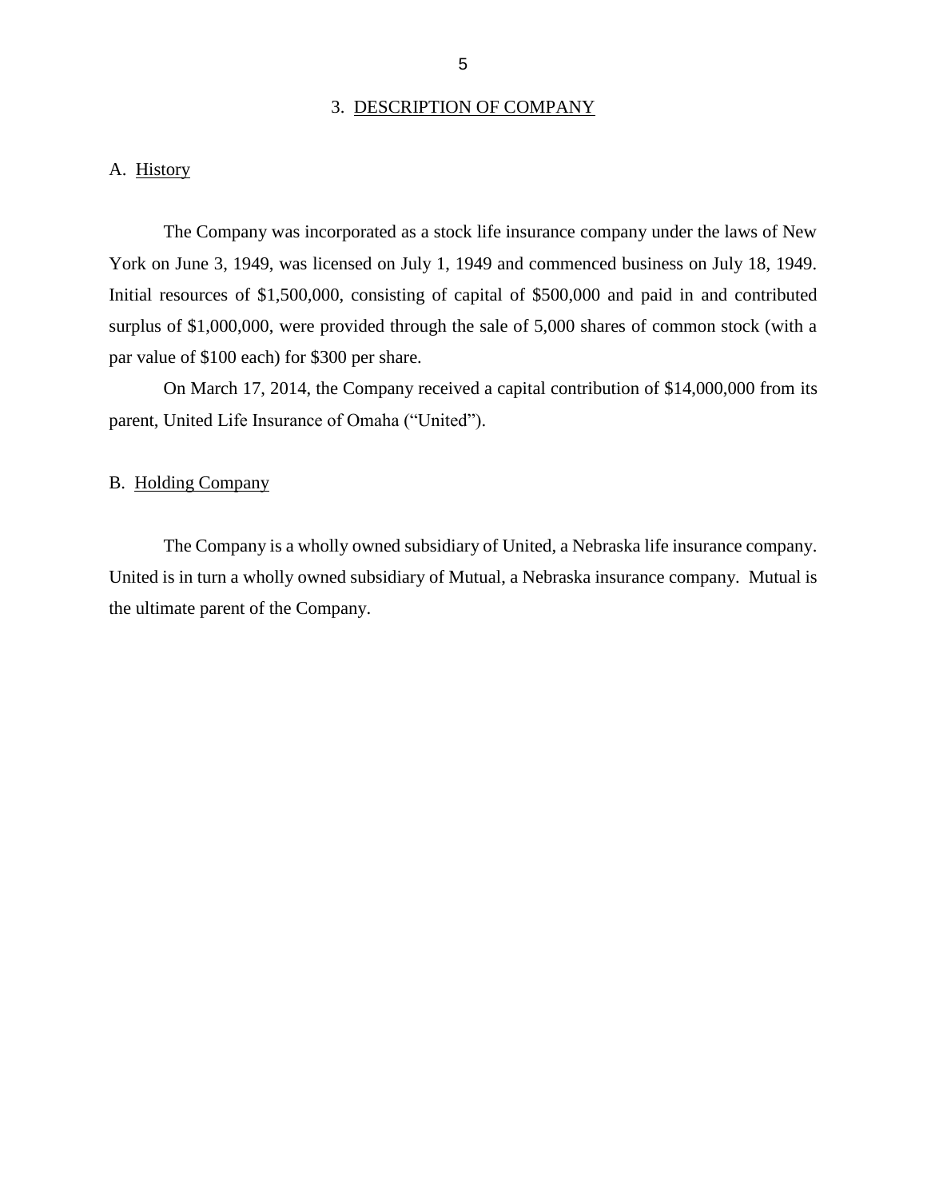## 3. DESCRIPTION OF COMPANY

### A. History

The Company was incorporated as a stock life insurance company under the laws of New York on June 3, 1949, was licensed on July 1, 1949 and commenced business on July 18, 1949. Initial resources of $1,500,000, consisting of capital of $500,000 and paid in and contributed surplus of $1,000,000, were provided through the sale of 5,000 shares of common stock (with a par value of $100 each) for $300 per share.

On March 17, 2014, the Company received a capital contribution of $14,000,000 from its parent, United Life Insurance of Omaha ("United").

### B. Holding Company

The Company is a wholly owned subsidiary of United, a Nebraska life insurance company. United is in turn a wholly owned subsidiary of Mutual, a Nebraska insurance company. Mutual is the ultimate parent of the Company.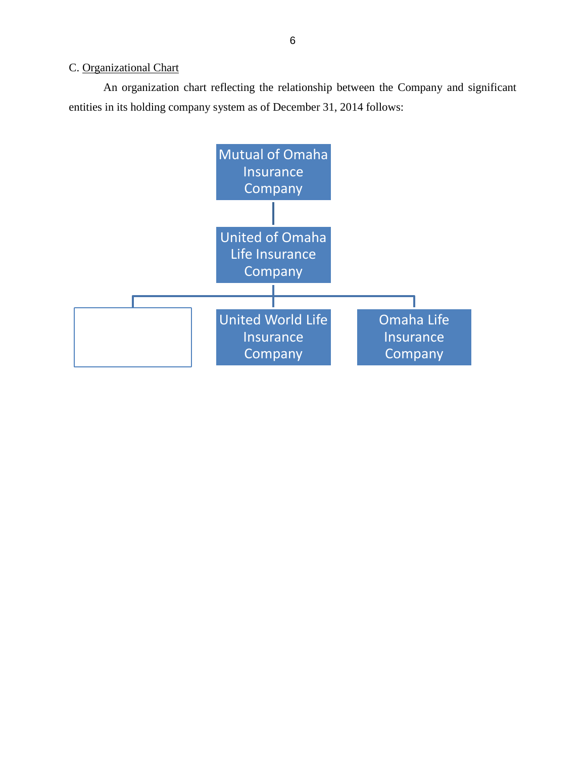C. Organizational Chart

An organization chart reflecting the relationship between the Company and significant entities in its holding company system as of December 31, 2014 follows:

Mutual of Omaha Insurance Company

United of Omaha Life Insurance Company

United World Life Insurance Company

Omaha Life Insurance Company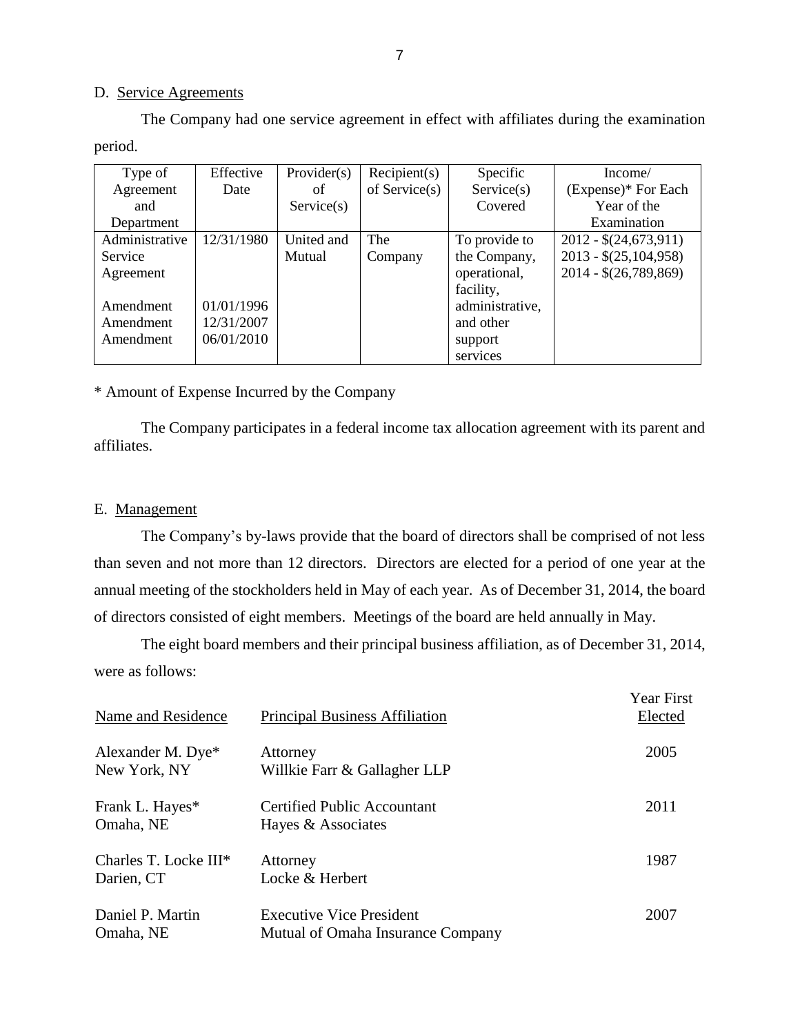D. Service Agreements

The Company had one service agreement in effect with affiliates during the examination period.

| Type of Agreement and Department | Effective Date | Provider(s) of Service(s) | Recipient(s) of Service(s) | Specific Service(s) Covered | Income/ (Expense)* For Each Year of the Examination |
|---|---|---|---|---|---|
| Administrative Service Agreement<br><br>Amendment<br>Amendment<br>Amendment | 12/31/1980<br><br>01/01/1996<br>12/31/2007<br>06/01/2010 | United and Mutual | The Company | To provide to the Company, operational, facility, administrative, and other support services | 2012 - $(24,673,911)<br>2013 - $(25,104,958)<br>2014 - $(26,789,869) |

* Amount of Expense Incurred by the Company

The Company participates in a federal income tax allocation agreement with its parent and affiliates.

E. Management

The Company's by-laws provide that the board of directors shall be comprised of not less than seven and not more than 12 directors. Directors are elected for a period of one year at the annual meeting of the stockholders held in May of each year. As of December 31, 2014, the board of directors consisted of eight members. Meetings of the board are held annually in May.

The eight board members and their principal business affiliation, as of December 31, 2014, were as follows:

| Name and Residence | Principal Business Affiliation | Year First Elected |
|---|---|---|
| Alexander M. Dye*<br>New York, NY | Attorney<br>Willkie Farr & Gallagher LLP | 2005 |
| Frank L. Hayes*<br>Omaha, NE | Certified Public Accountant<br>Hayes & Associates | 2011 |
| Charles T. Locke III*<br>Darien, CT | Attorney<br>Locke & Herbert | 1987 |
| Daniel P. Martin<br>Omaha, NE | Executive Vice President<br>Mutual of Omaha Insurance Company | 2007 |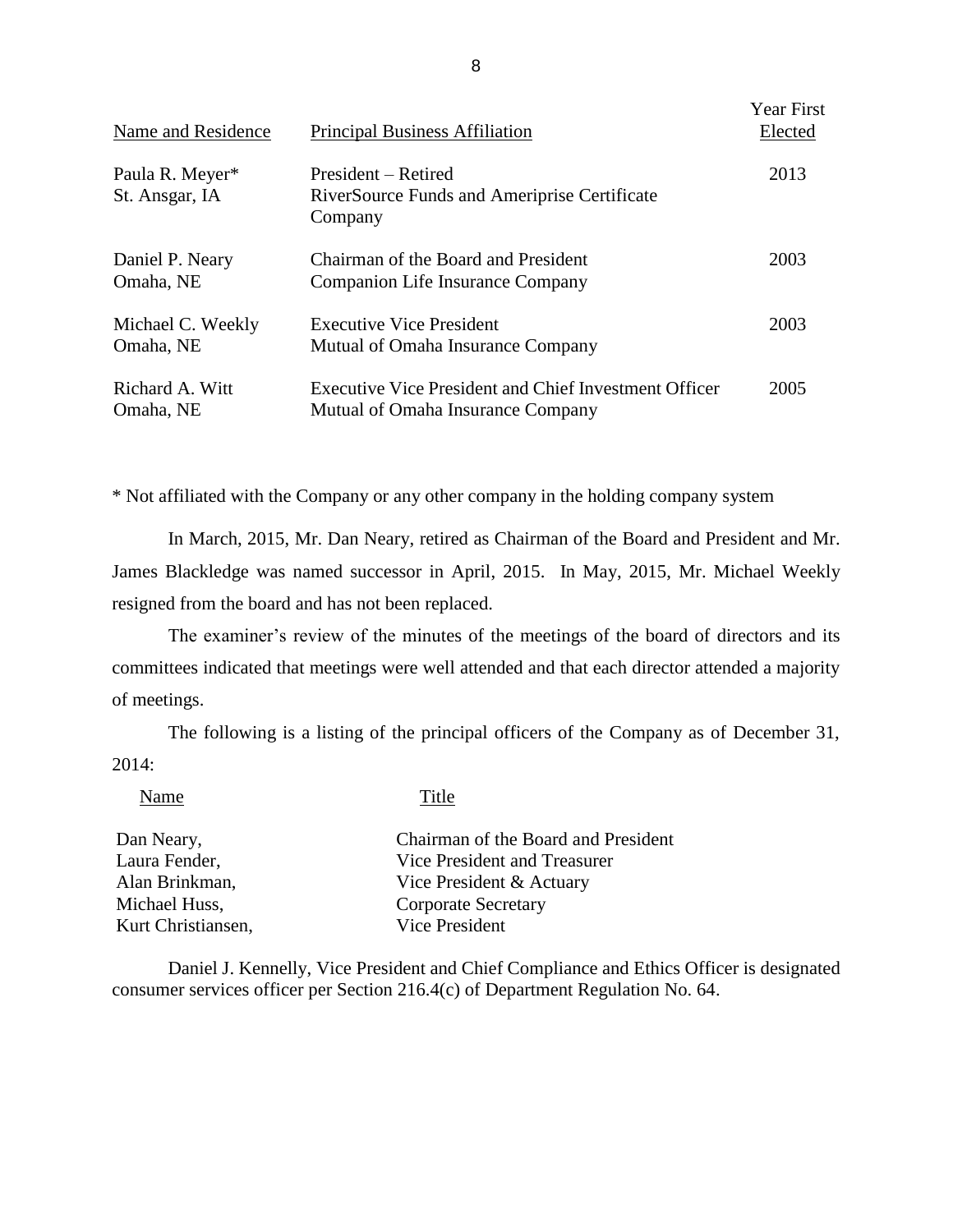| Name and Residence | Principal Business Affiliation | Year First Elected |
|---|---|---|
| Paula R. Meyer* St. Ansgar, IA | President – Retired RiverSource Funds and Ameriprise Certificate Company | 2013 |
| Daniel P. Neary Omaha, NE | Chairman of the Board and President Companion Life Insurance Company | 2003 |
| Michael C. Weekly Omaha, NE | Executive Vice President Mutual of Omaha Insurance Company | 2003 |
| Richard A. Witt Omaha, NE | Executive Vice President and Chief Investment Officer Mutual of Omaha Insurance Company | 2005 |

* Not affiliated with the Company or any other company in the holding company system

In March, 2015, Mr. Dan Neary, retired as Chairman of the Board and President and Mr. James Blackledge was named successor in April, 2015. In May, 2015, Mr. Michael Weekly resigned from the board and has not been replaced.

The examiner's review of the minutes of the meetings of the board of directors and its committees indicated that meetings were well attended and that each director attended a majority of meetings.

The following is a listing of the principal officers of the Company as of December 31, 2014:

| Name | Title |
|---|---|
| Dan Neary, | Chairman of the Board and President |
| Laura Fender, | Vice President and Treasurer |
| Alan Brinkman, | Vice President & Actuary |
| Michael Huss, | Corporate Secretary |
| Kurt Christiansen, | Vice President |

Daniel J. Kennelly, Vice President and Chief Compliance and Ethics Officer is designated consumer services officer per Section 216.4(c) of Department Regulation No. 64.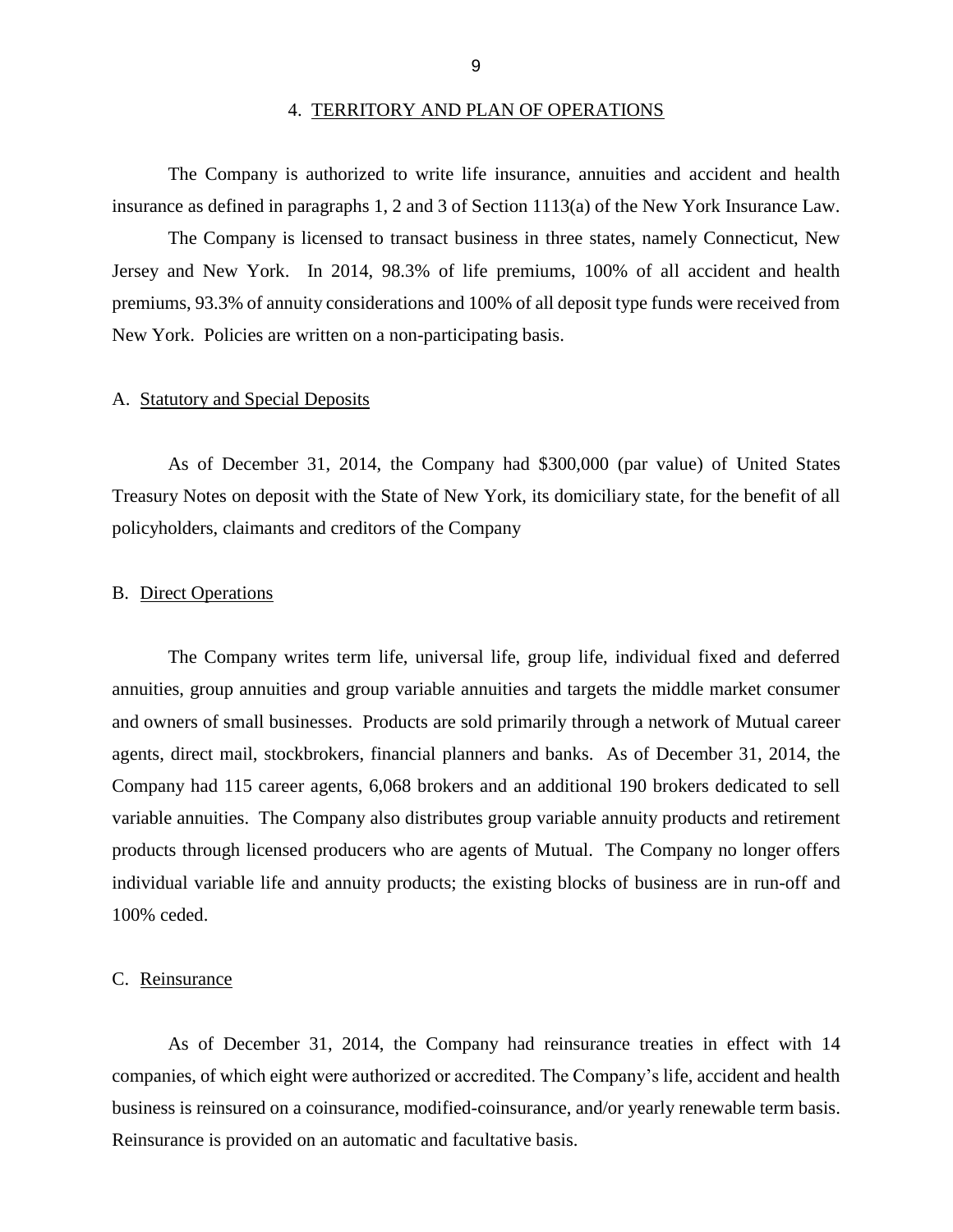## 4. TERRITORY AND PLAN OF OPERATIONS

The Company is authorized to write life insurance, annuities and accident and health insurance as defined in paragraphs 1, 2 and 3 of Section 1113(a) of the New York Insurance Law.

The Company is licensed to transact business in three states, namely Connecticut, New Jersey and New York. In 2014, 98.3% of life premiums, 100% of all accident and health premiums, 93.3% of annuity considerations and 100% of all deposit type funds were received from New York. Policies are written on a non-participating basis.

### A. Statutory and Special Deposits

As of December 31, 2014, the Company had $300,000 (par value) of United States Treasury Notes on deposit with the State of New York, its domiciliary state, for the benefit of all policyholders, claimants and creditors of the Company

### B. Direct Operations

The Company writes term life, universal life, group life, individual fixed and deferred annuities, group annuities and group variable annuities and targets the middle market consumer and owners of small businesses. Products are sold primarily through a network of Mutual career agents, direct mail, stockbrokers, financial planners and banks. As of December 31, 2014, the Company had 115 career agents, 6,068 brokers and an additional 190 brokers dedicated to sell variable annuities. The Company also distributes group variable annuity products and retirement products through licensed producers who are agents of Mutual. The Company no longer offers individual variable life and annuity products; the existing blocks of business are in run-off and 100% ceded.

### C. Reinsurance

As of December 31, 2014, the Company had reinsurance treaties in effect with 14 companies, of which eight were authorized or accredited. The Company's life, accident and health business is reinsured on a coinsurance, modified-coinsurance, and/or yearly renewable term basis. Reinsurance is provided on an automatic and facultative basis.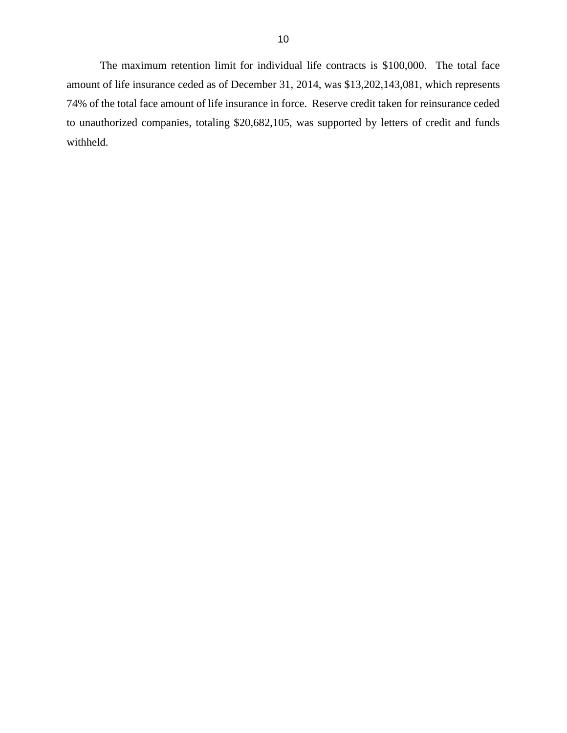The maximum retention limit for individual life contracts is $100,000. The total face amount of life insurance ceded as of December 31, 2014, was $13,202,143,081, which represents 74% of the total face amount of life insurance in force. Reserve credit taken for reinsurance ceded to unauthorized companies, totaling $20,682,105, was supported by letters of credit and funds withheld.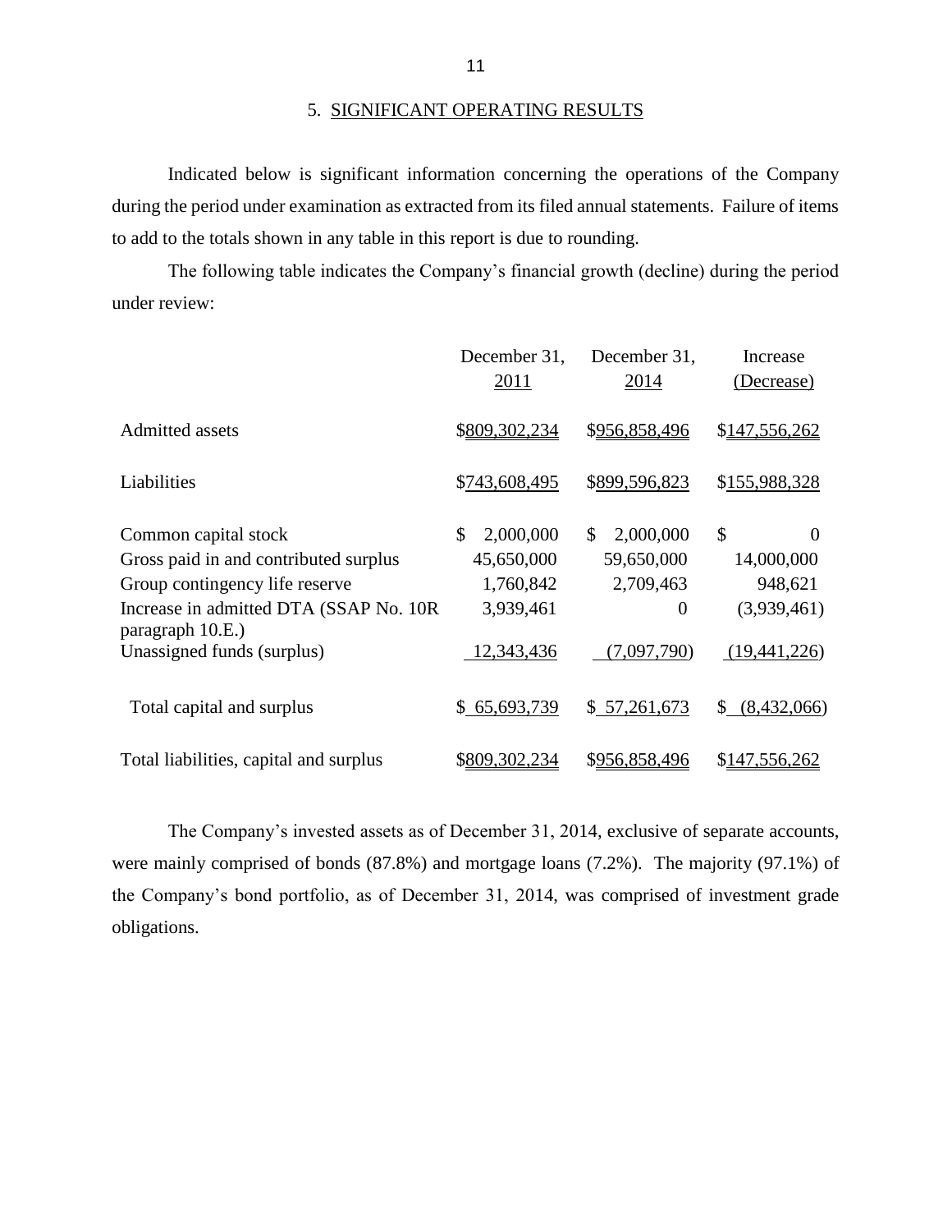## 5. SIGNIFICANT OPERATING RESULTS

Indicated below is significant information concerning the operations of the Company during the period under examination as extracted from its filed annual statements. Failure of items to add to the totals shown in any table in this report is due to rounding.

The following table indicates the Company's financial growth (decline) during the period under review:

| | December 31, 2011 | December 31, 2014 | Increase (Decrease) |
|---|---|---|---|
| Admitted assets | $809,302,234 | $956,858,496 | $147,556,262 |
| Liabilities | $743,608,495 | $899,596,823 | $155,988,328 |
| Common capital stock | $ 2,000,000 | $ 2,000,000 | $ 0 |
| Gross paid in and contributed surplus | 45,650,000 | 59,650,000 | 14,000,000 |
| Group contingency life reserve | 1,760,842 | 2,709,463 | 948,621 |
| Increase in admitted DTA (SSAP No. 10R paragraph 10.E.) | 3,939,461 | 0 | (3,939,461) |
| Unassigned funds (surplus) | 12,343,436 | (7,097,790) | (19,441,226) |
| Total capital and surplus | $ 65,693,739 | $ 57,261,673 | $ (8,432,066) |
| Total liabilities, capital and surplus | $809,302,234 | $956,858,496 | $147,556,262 |

The Company's invested assets as of December 31, 2014, exclusive of separate accounts, were mainly comprised of bonds (87.8%) and mortgage loans (7.2%). The majority (97.1%) of the Company's bond portfolio, as of December 31, 2014, was comprised of investment grade obligations.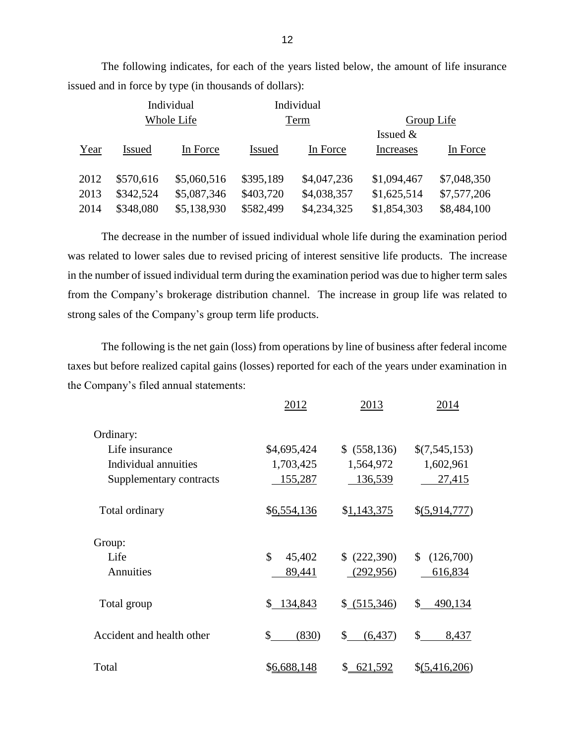The following indicates, for each of the years listed below, the amount of life insurance issued and in force by type (in thousands of dollars):

| | Individual Whole Life | | Individual Term | | Group Life | |
|---|---|---|---|---|---|---|
| Year | Issued | In Force | Issued | In Force | Issued & Increases | In Force |
| 2012 | $570,616 | $5,060,516 | $395,189 | $4,047,236 | $1,094,467 | $7,048,350 |
| 2013 | $342,524 | $5,087,346 | $403,720 | $4,038,357 | $1,625,514 | $7,577,206 |
| 2014 | $348,080 | $5,138,930 | $582,499 | $4,234,325 | $1,854,303 | $8,484,100 |

The decrease in the number of issued individual whole life during the examination period was related to lower sales due to revised pricing of interest sensitive life products. The increase in the number of issued individual term during the examination period was due to higher term sales from the Company's brokerage distribution channel. The increase in group life was related to strong sales of the Company's group term life products.

The following is the net gain (loss) from operations by line of business after federal income taxes but before realized capital gains (losses) reported for each of the years under examination in the Company's filed annual statements:

| | 2012 | 2013 | 2014 |
|---|---|---|---|
| Ordinary: | | | |
| Life insurance | $4,695,424 | $ (558,136) | $(7,545,153) |
| Individual annuities | 1,703,425 | 1,564,972 | 1,602,961 |
| Supplementary contracts | 155,287 | 136,539 | 27,415 |
| Total ordinary | $6,554,136 | $1,143,375 | $(5,914,777) |
| Group: | | | |
| Life | $ 45,402 | $ (222,390) | $ (126,700) |
| Annuities | 89,441 | (292,956) | 616,834 |
| Total group | $ 134,843 | $ (515,346) | $ 490,134 |
| Accident and health other | $ (830) | $ (6,437) | $ 8,437 |
| Total | $6,688,148 | $ 621,592 | $(5,416,206) |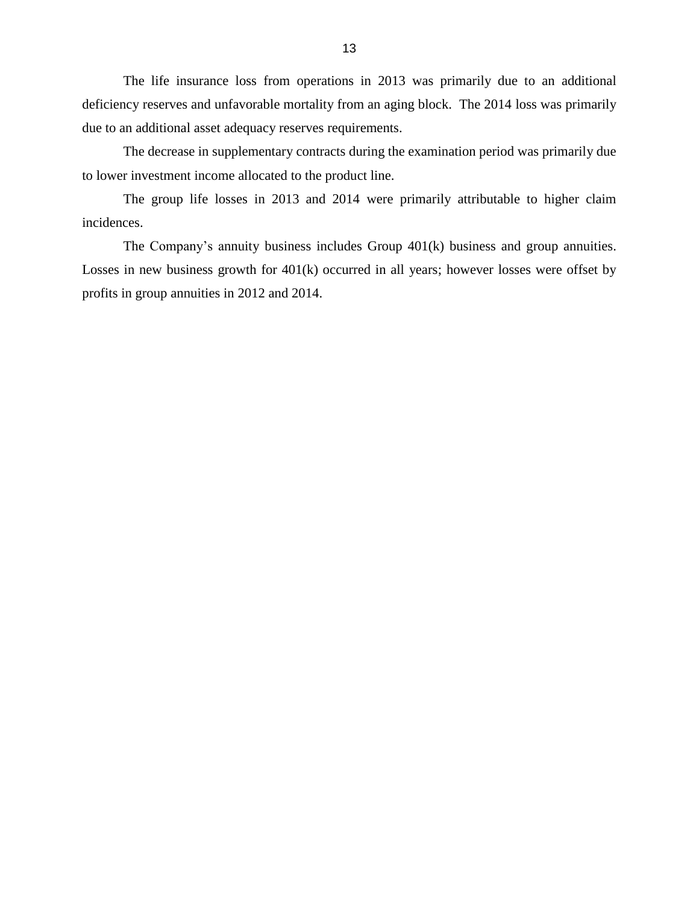The life insurance loss from operations in 2013 was primarily due to an additional deficiency reserves and unfavorable mortality from an aging block. The 2014 loss was primarily due to an additional asset adequacy reserves requirements.

The decrease in supplementary contracts during the examination period was primarily due to lower investment income allocated to the product line.

The group life losses in 2013 and 2014 were primarily attributable to higher claim incidences.

The Company's annuity business includes Group 401(k) business and group annuities. Losses in new business growth for 401(k) occurred in all years; however losses were offset by profits in group annuities in 2012 and 2014.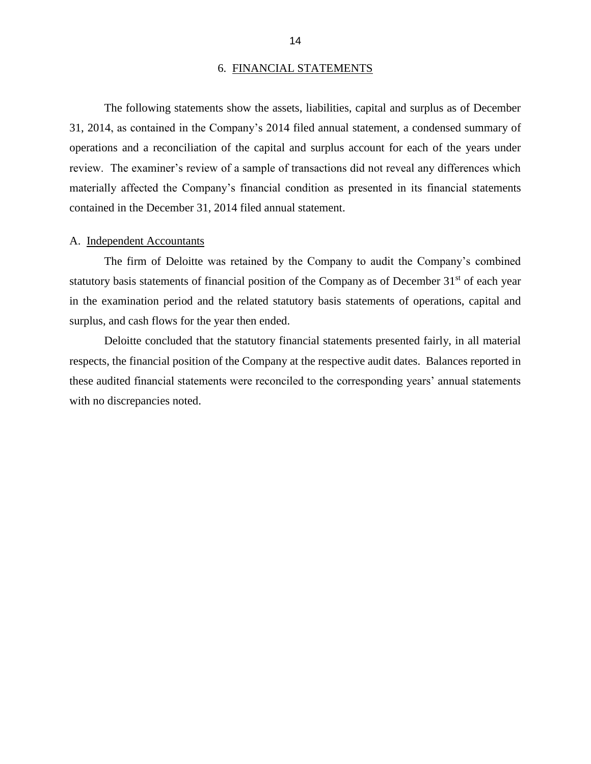## 6. FINANCIAL STATEMENTS

The following statements show the assets, liabilities, capital and surplus as of December 31, 2014, as contained in the Company's 2014 filed annual statement, a condensed summary of operations and a reconciliation of the capital and surplus account for each of the years under review. The examiner's review of a sample of transactions did not reveal any differences which materially affected the Company's financial condition as presented in its financial statements contained in the December 31, 2014 filed annual statement.

### A. Independent Accountants

The firm of Deloitte was retained by the Company to audit the Company's combined statutory basis statements of financial position of the Company as of December 31st of each year in the examination period and the related statutory basis statements of operations, capital and surplus, and cash flows for the year then ended.

Deloitte concluded that the statutory financial statements presented fairly, in all material respects, the financial position of the Company at the respective audit dates. Balances reported in these audited financial statements were reconciled to the corresponding years' annual statements with no discrepancies noted.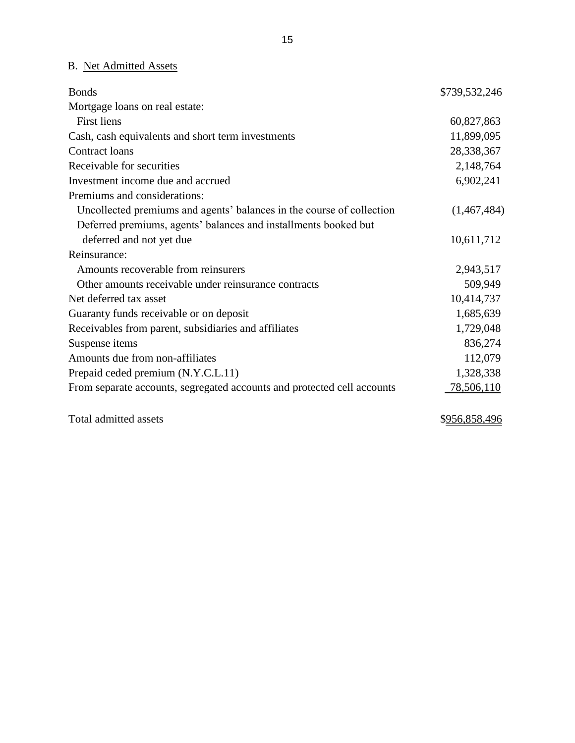## B. Net Admitted Assets

| | |
|---|---|
| Bonds | $739,532,246 |
| Mortgage loans on real estate: | |
| First liens | 60,827,863 |
| Cash, cash equivalents and short term investments | 11,899,095 |
| Contract loans | 28,338,367 |
| Receivable for securities | 2,148,764 |
| Investment income due and accrued | 6,902,241 |
| Premiums and considerations: | |
| Uncollected premiums and agents' balances in the course of collection | (1,467,484) |
| Deferred premiums, agents' balances and installments booked but deferred and not yet due | 10,611,712 |
| Reinsurance: | |
| Amounts recoverable from reinsurers | 2,943,517 |
| Other amounts receivable under reinsurance contracts | 509,949 |
| Net deferred tax asset | 10,414,737 |
| Guaranty funds receivable or on deposit | 1,685,639 |
| Receivables from parent, subsidiaries and affiliates | 1,729,048 |
| Suspense items | 836,274 |
| Amounts due from non-affiliates | 112,079 |
| Prepaid ceded premium (N.Y.C.L.11) | 1,328,338 |
| From separate accounts, segregated accounts and protected cell accounts | 78,506,110 |
| | |
| Total admitted assets | $956,858,496 |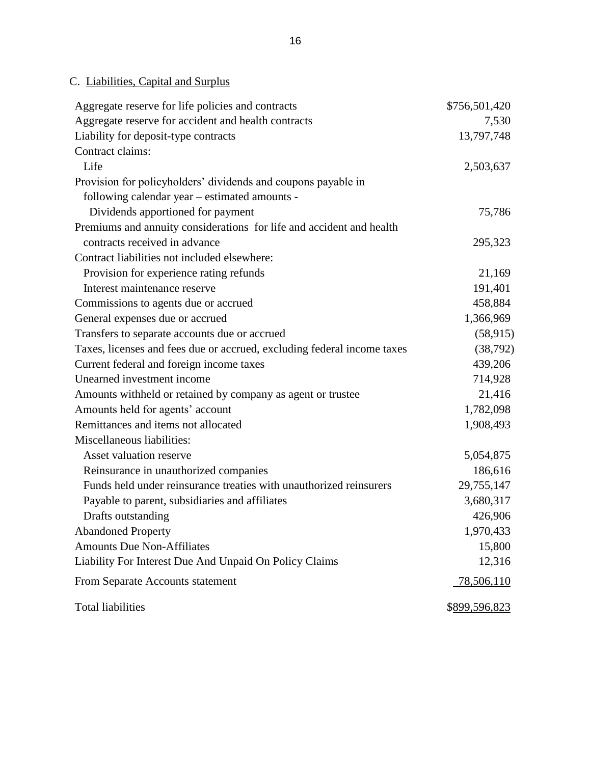C. Liabilities, Capital and Surplus

| | |
|---|---|
| Aggregate reserve for life policies and contracts | $756,501,420 |
| Aggregate reserve for accident and health contracts | 7,530 |
| Liability for deposit-type contracts | 13,797,748 |
| Contract claims: | |
| Life | 2,503,637 |
| Provision for policyholders' dividends and coupons payable in following calendar year – estimated amounts - | |
| Dividends apportioned for payment | 75,786 |
| Premiums and annuity considerations for life and accident and health contracts received in advance | 295,323 |
| Contract liabilities not included elsewhere: | |
| Provision for experience rating refunds | 21,169 |
| Interest maintenance reserve | 191,401 |
| Commissions to agents due or accrued | 458,884 |
| General expenses due or accrued | 1,366,969 |
| Transfers to separate accounts due or accrued | (58,915) |
| Taxes, licenses and fees due or accrued, excluding federal income taxes | (38,792) |
| Current federal and foreign income taxes | 439,206 |
| Unearned investment income | 714,928 |
| Amounts withheld or retained by company as agent or trustee | 21,416 |
| Amounts held for agents' account | 1,782,098 |
| Remittances and items not allocated | 1,908,493 |
| Miscellaneous liabilities: | |
| Asset valuation reserve | 5,054,875 |
| Reinsurance in unauthorized companies | 186,616 |
| Funds held under reinsurance treaties with unauthorized reinsurers | 29,755,147 |
| Payable to parent, subsidiaries and affiliates | 3,680,317 |
| Drafts outstanding | 426,906 |
| Abandoned Property | 1,970,433 |
| Amounts Due Non-Affiliates | 15,800 |
| Liability For Interest Due And Unpaid On Policy Claims | 12,316 |
| From Separate Accounts statement | 78,506,110 |
| Total liabilities | $899,596,823 |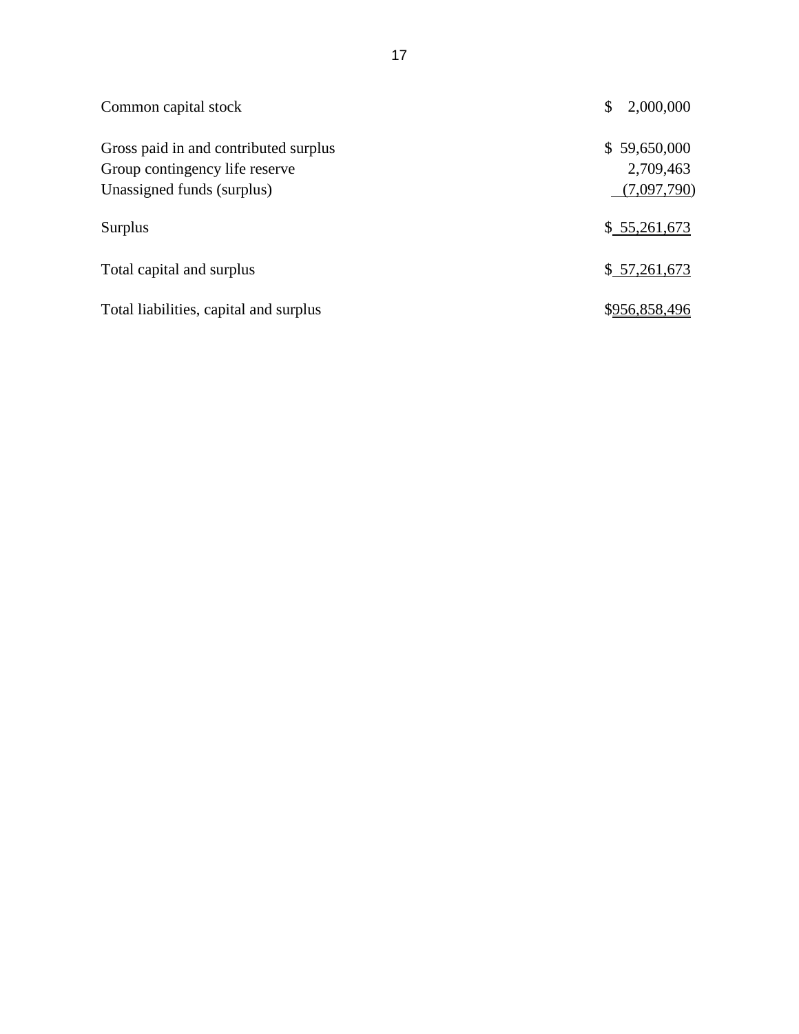| | |
|---|---|
| Common capital stock | $ 2,000,000 |
| | |
| Gross paid in and contributed surplus | $ 59,650,000 |
| Group contingency life reserve | 2,709,463 |
| Unassigned funds (surplus) | (7,097,790) |
| | |
| Surplus | $ 55,261,673 |
| | |
| Total capital and surplus | $ 57,261,673 |
| | |
| Total liabilities, capital and surplus | $956,858,496 |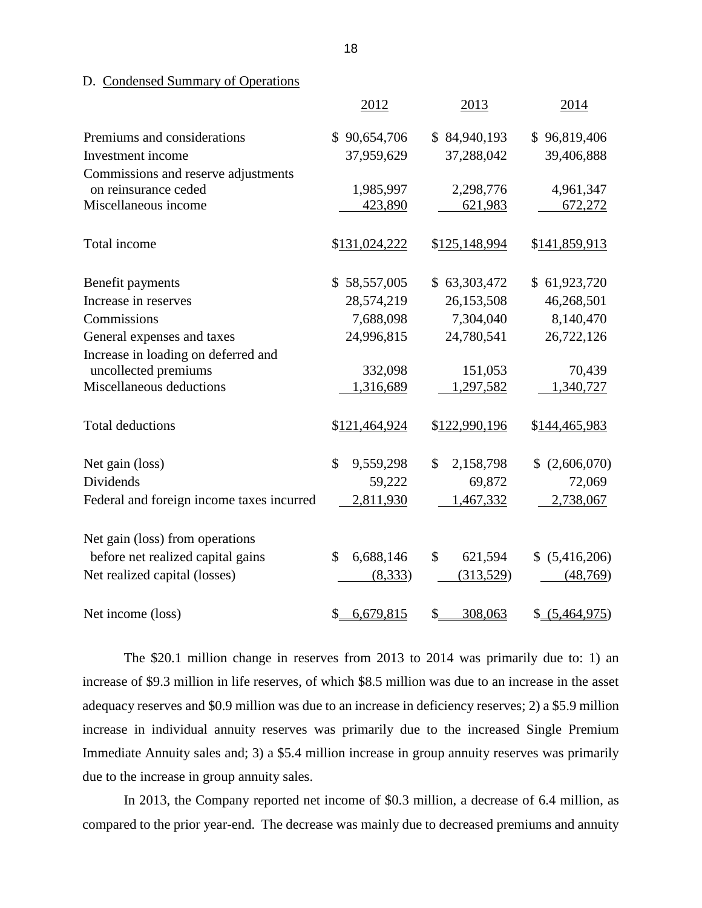D. Condensed Summary of Operations

| | 2012 | 2013 | 2014 |
|---|---|---|---|
| Premiums and considerations | $ 90,654,706 | $ 84,940,193 | $ 96,819,406 |
| Investment income | 37,959,629 | 37,288,042 | 39,406,888 |
| Commissions and reserve adjustments on reinsurance ceded | 1,985,997 | 2,298,776 | 4,961,347 |
| Miscellaneous income | 423,890 | 621,983 | 672,272 |
| Total income | $131,024,222 | $125,148,994 | $141,859,913 |
| Benefit payments | $ 58,557,005 | $ 63,303,472 | $ 61,923,720 |
| Increase in reserves | 28,574,219 | 26,153,508 | 46,268,501 |
| Commissions | 7,688,098 | 7,304,040 | 8,140,470 |
| General expenses and taxes | 24,996,815 | 24,780,541 | 26,722,126 |
| Increase in loading on deferred and uncollected premiums | 332,098 | 151,053 | 70,439 |
| Miscellaneous deductions | 1,316,689 | 1,297,582 | 1,340,727 |
| Total deductions | $121,464,924 | $122,990,196 | $144,465,983 |
| Net gain (loss) | $ 9,559,298 | $ 2,158,798 | $ (2,606,070) |
| Dividends | 59,222 | 69,872 | 72,069 |
| Federal and foreign income taxes incurred | 2,811,930 | 1,467,332 | 2,738,067 |
| Net gain (loss) from operations before net realized capital gains | $ 6,688,146 | $ 621,594 | $ (5,416,206) |
| Net realized capital (losses) | (8,333) | (313,529) | (48,769) |
| Net income (loss) | $ 6,679,815 | $ 308,063 | $ (5,464,975) |

The $20.1 million change in reserves from 2013 to 2014 was primarily due to: 1) an increase of $9.3 million in life reserves, of which $8.5 million was due to an increase in the asset adequacy reserves and $0.9 million was due to an increase in deficiency reserves; 2) a $5.9 million increase in individual annuity reserves was primarily due to the increased Single Premium Immediate Annuity sales and; 3) a $5.4 million increase in group annuity reserves was primarily due to the increase in group annuity sales.

In 2013, the Company reported net income of $0.3 million, a decrease of 6.4 million, as compared to the prior year-end. The decrease was mainly due to decreased premiums and annuity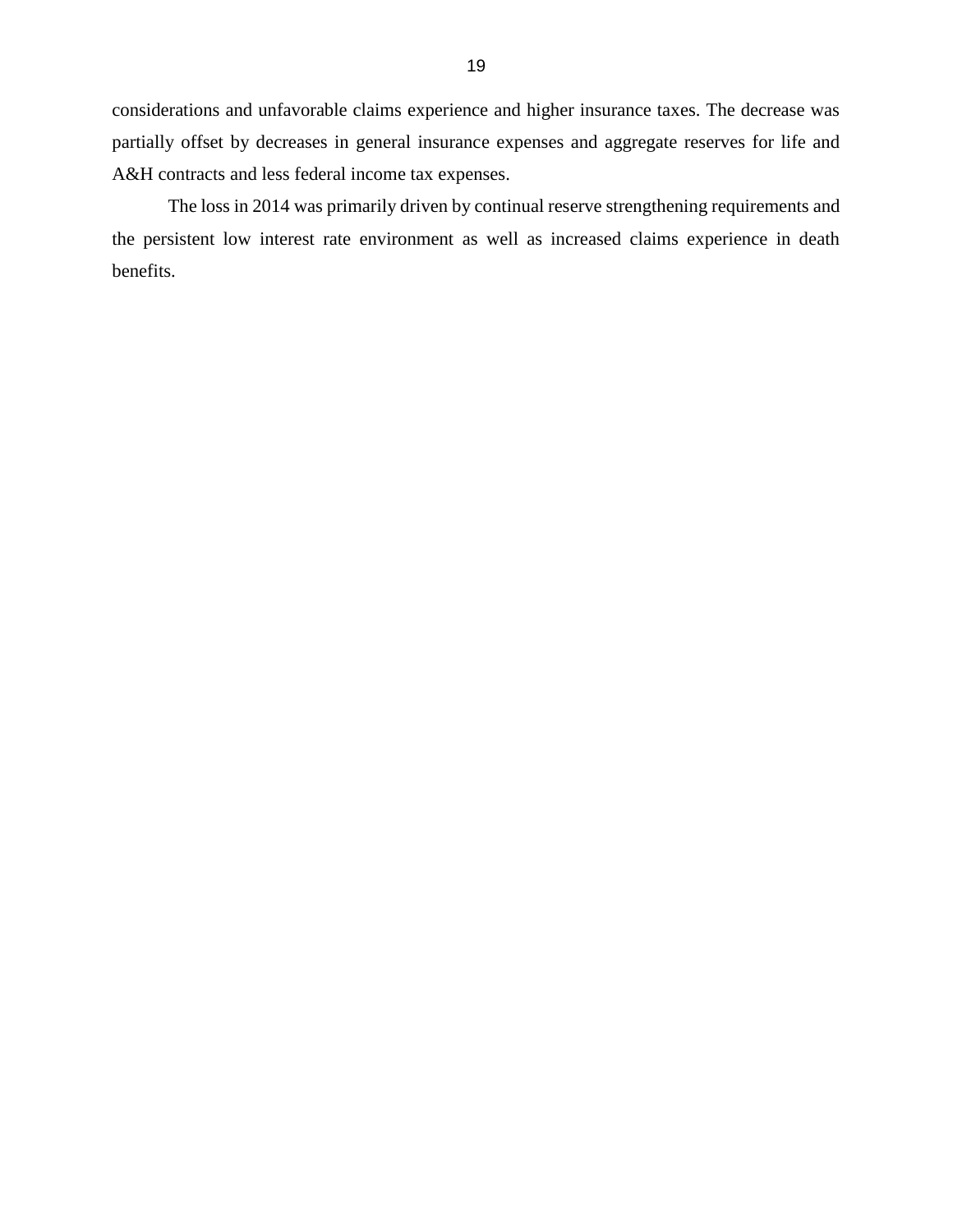considerations and unfavorable claims experience and higher insurance taxes. The decrease was partially offset by decreases in general insurance expenses and aggregate reserves for life and A&H contracts and less federal income tax expenses.

The loss in 2014 was primarily driven by continual reserve strengthening requirements and the persistent low interest rate environment as well as increased claims experience in death benefits.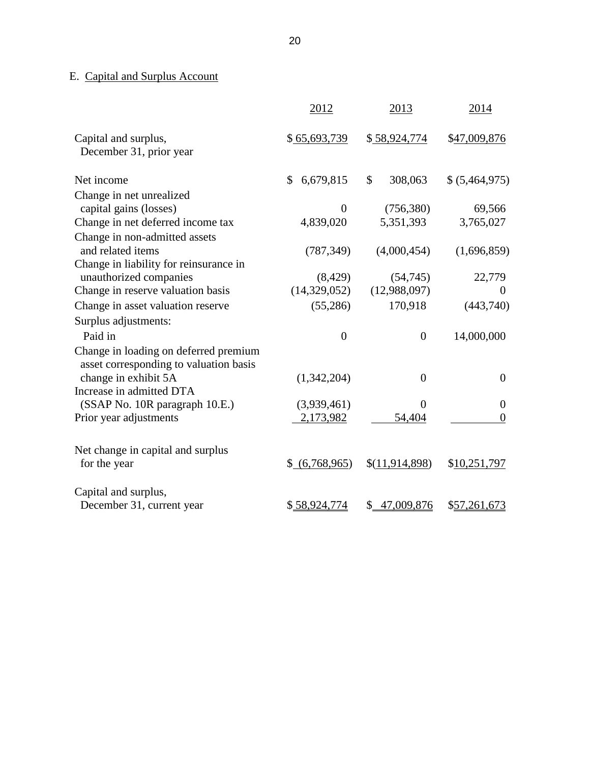## E. Capital and Surplus Account

| | 2012 | 2013 | 2014 |
|---|---|---|---|
| Capital and surplus, December 31, prior year | $ 65,693,739 | $ 58,924,774 | $47,009,876 |
| Net income | $ 6,679,815 | $ 308,063 | $ (5,464,975) |
| Change in net unrealized capital gains (losses) | 0 | (756,380) | 69,566 |
| Change in net deferred income tax | 4,839,020 | 5,351,393 | 3,765,027 |
| Change in non-admitted assets and related items | (787,349) | (4,000,454) | (1,696,859) |
| Change in liability for reinsurance in unauthorized companies | (8,429) | (54,745) | 22,779 |
| Change in reserve valuation basis | (14,329,052) | (12,988,097) | 0 |
| Change in asset valuation reserve | (55,286) | 170,918 | (443,740) |
| Surplus adjustments: | | | |
| Paid in | 0 | 0 | 14,000,000 |
| Change in loading on deferred premium asset corresponding to valuation basis change in exhibit 5A | (1,342,204) | 0 | 0 |
| Increase in admitted DTA (SSAP No. 10R paragraph 10.E.) | (3,939,461) | 0 | 0 |
| Prior year adjustments | 2,173,982 | 54,404 | 0 |
| Net change in capital and surplus for the year | $ (6,768,965) | $(11,914,898) | $10,251,797 |
| Capital and surplus, December 31, current year | $ 58,924,774 | $ 47,009,876 | $57,261,673 |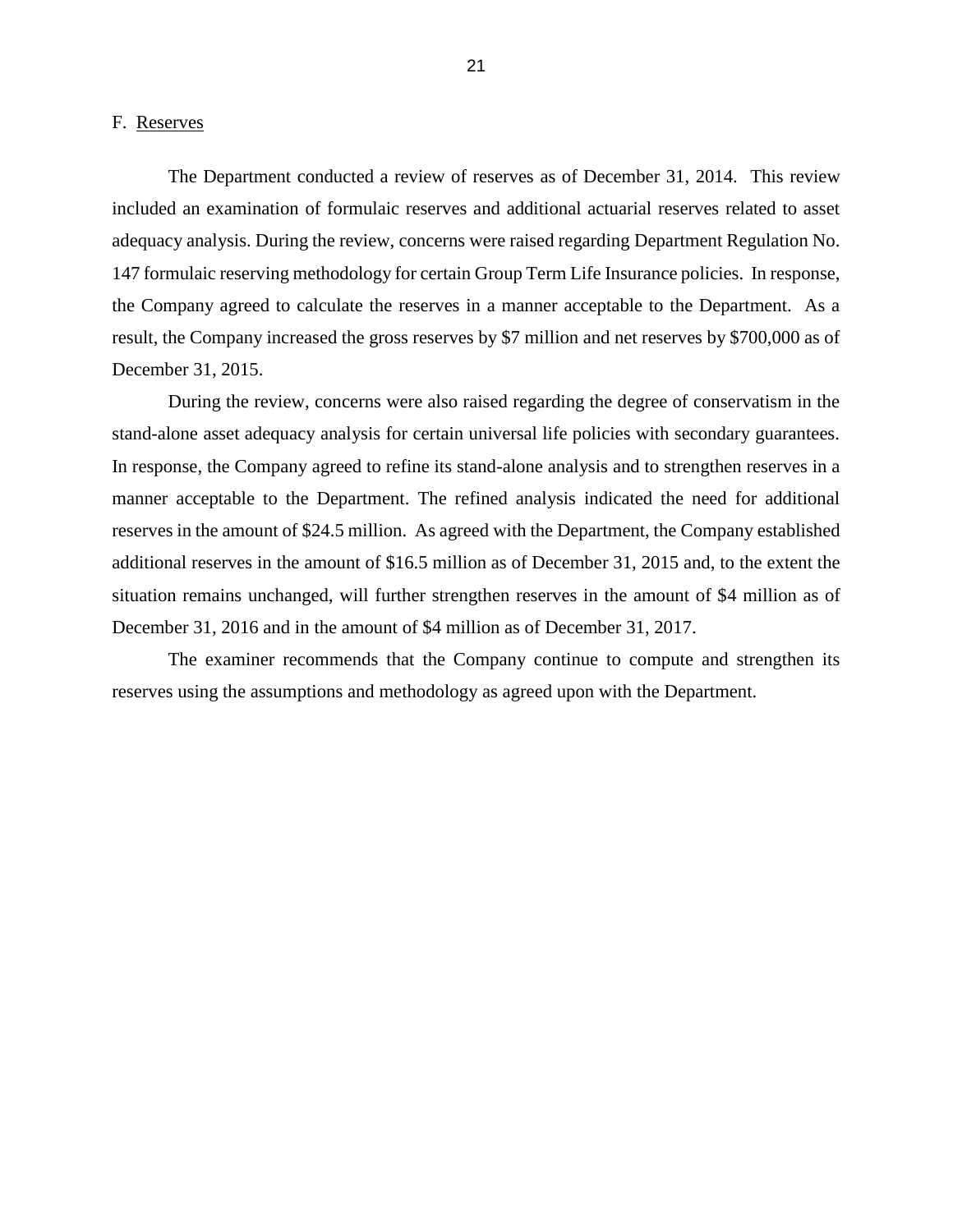## F. Reserves

The Department conducted a review of reserves as of December 31, 2014. This review included an examination of formulaic reserves and additional actuarial reserves related to asset adequacy analysis. During the review, concerns were raised regarding Department Regulation No. 147 formulaic reserving methodology for certain Group Term Life Insurance policies. In response, the Company agreed to calculate the reserves in a manner acceptable to the Department. As a result, the Company increased the gross reserves by $7 million and net reserves by $700,000 as of December 31, 2015.

During the review, concerns were also raised regarding the degree of conservatism in the stand-alone asset adequacy analysis for certain universal life policies with secondary guarantees. In response, the Company agreed to refine its stand-alone analysis and to strengthen reserves in a manner acceptable to the Department. The refined analysis indicated the need for additional reserves in the amount of $24.5 million. As agreed with the Department, the Company established additional reserves in the amount of $16.5 million as of December 31, 2015 and, to the extent the situation remains unchanged, will further strengthen reserves in the amount of $4 million as of December 31, 2016 and in the amount of $4 million as of December 31, 2017.

The examiner recommends that the Company continue to compute and strengthen its reserves using the assumptions and methodology as agreed upon with the Department.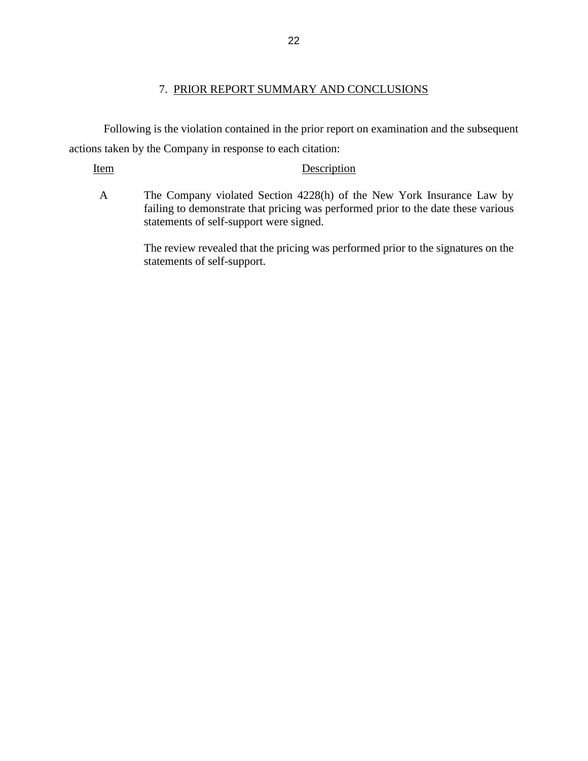## 7. PRIOR REPORT SUMMARY AND CONCLUSIONS

Following is the violation contained in the prior report on examination and the subsequent actions taken by the Company in response to each citation:

| Item | Description |
| --- | --- |
| A | The Company violated Section 4228(h) of the New York Insurance Law by failing to demonstrate that pricing was performed prior to the date these various statements of self-support were signed.<br><br>The review revealed that the pricing was performed prior to the signatures on the statements of self-support. |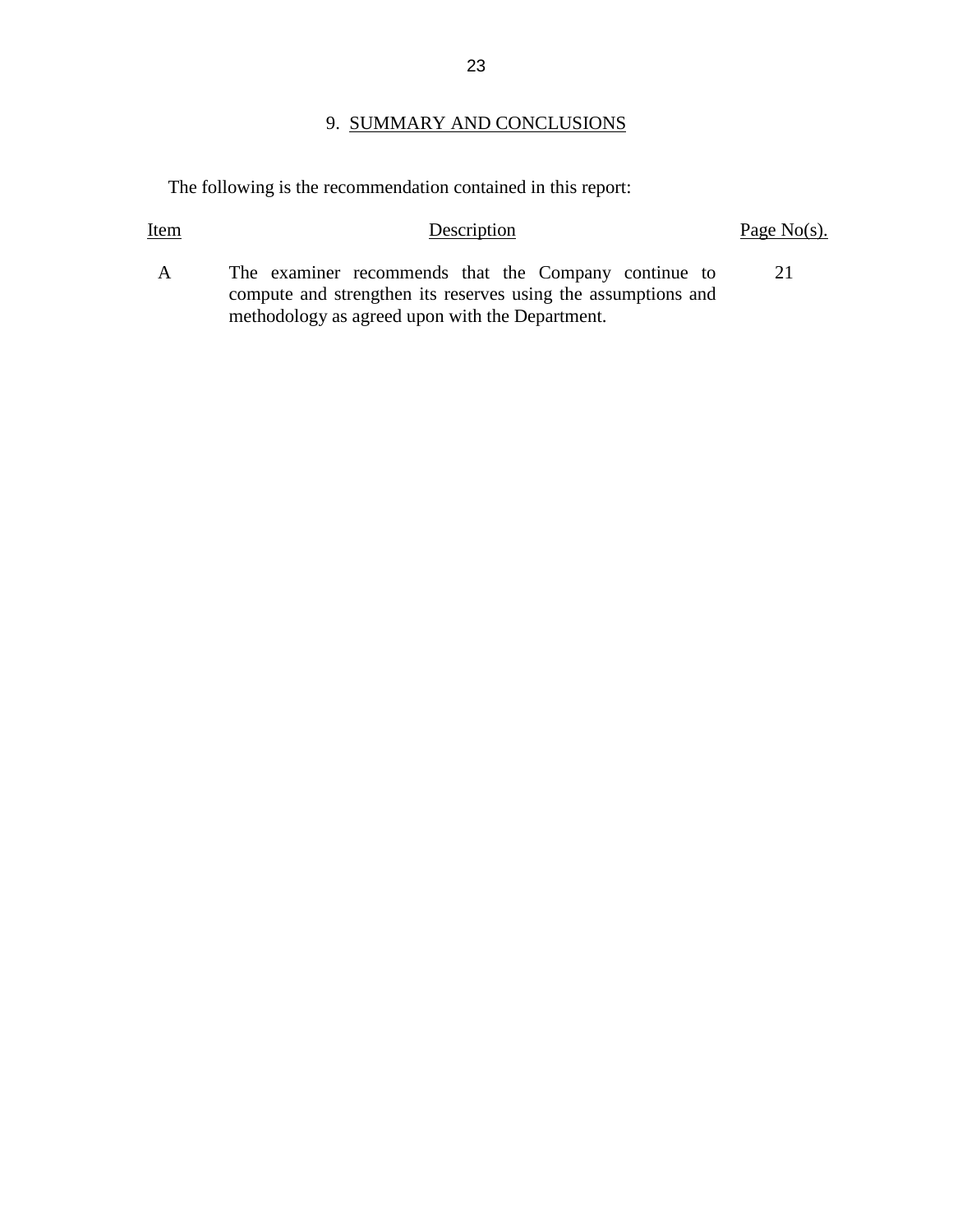## 9. SUMMARY AND CONCLUSIONS

The following is the recommendation contained in this report:

| Item | Description | Page No(s). |
|---|---|---|
| A | The examiner recommends that the Company continue to compute and strengthen its reserves using the assumptions and methodology as agreed upon with the Department. | 21 |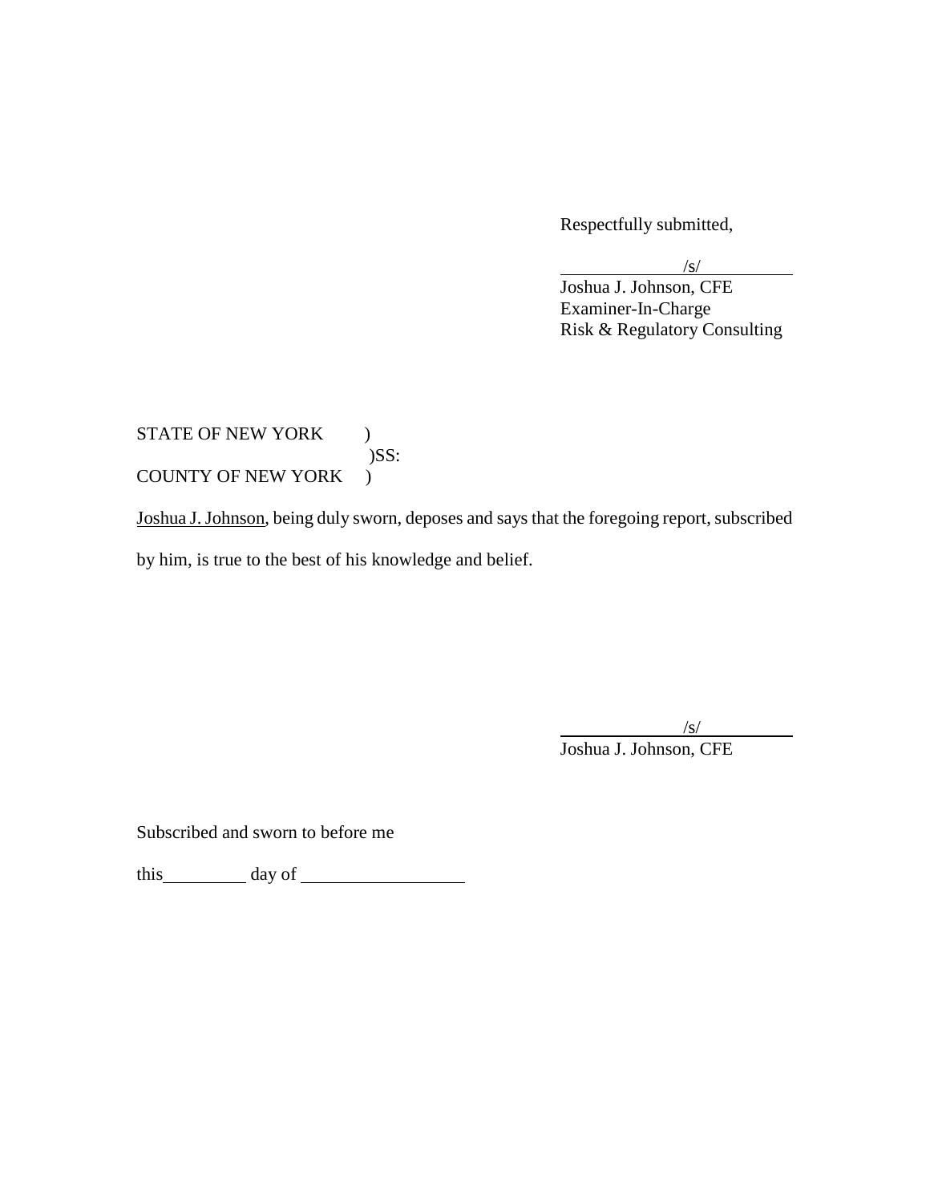Respectfully submitted,

/s/

Joshua J. Johnson, CFE
Examiner-In-Charge
Risk & Regulatory Consulting

STATE OF NEW YORK )
)SS:
COUNTY OF NEW YORK )

Joshua J. Johnson, being duly sworn, deposes and says that the foregoing report, subscribed by him, is true to the best of his knowledge and belief.

/s/

Joshua J. Johnson, CFE

Subscribed and sworn to before me

this\_\_\_\_\_\_\_\_\_\_ day of \_\_\_\_\_\_\_\_\_\_\_\_\_\_\_\_\_\_\_\_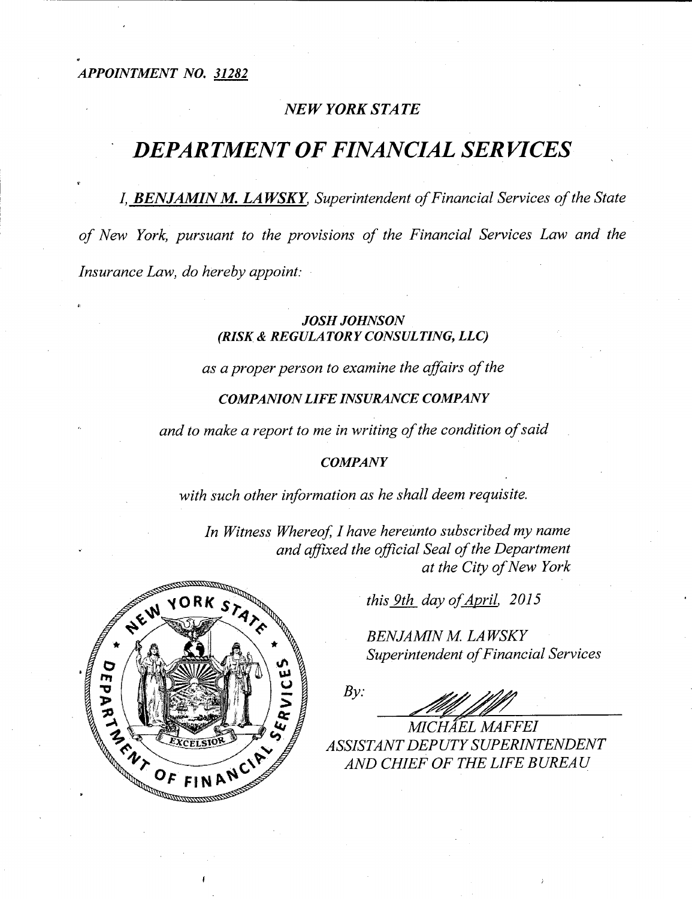*APPOINTMENT NO. 31282*

*NEW YORK STATE*

# *DEPARTMENT OF FINANCIAL SERVICES*

*I, **BENJAMIN M. LAWSKY**, Superintendent of Financial Services of the State of New York, pursuant to the provisions of the Financial Services Law and the Insurance Law, do hereby appoint:*

***JOSH JOHNSON***
***(RISK & REGULATORY CONSULTING, LLC)***

*as a proper person to examine the affairs of the*

***COMPANION LIFE INSURANCE COMPANY***

*and to make a report to me in writing of the condition of said*

***COMPANY***

*with such other information as he shall deem requisite.*

*In Witness Whereof, I have hereunto subscribed my name and affixed the official Seal of the Department at the City of New York*

*this 9th day of April, 2015*

*BENJAMIN M. LAWSKY*
*Superintendent of Financial Services*

*By:*

*MICHAEL MAFFEI*
*ASSISTANT DEPUTY SUPERINTENDENT AND CHIEF OF THE LIFE BUREAU*